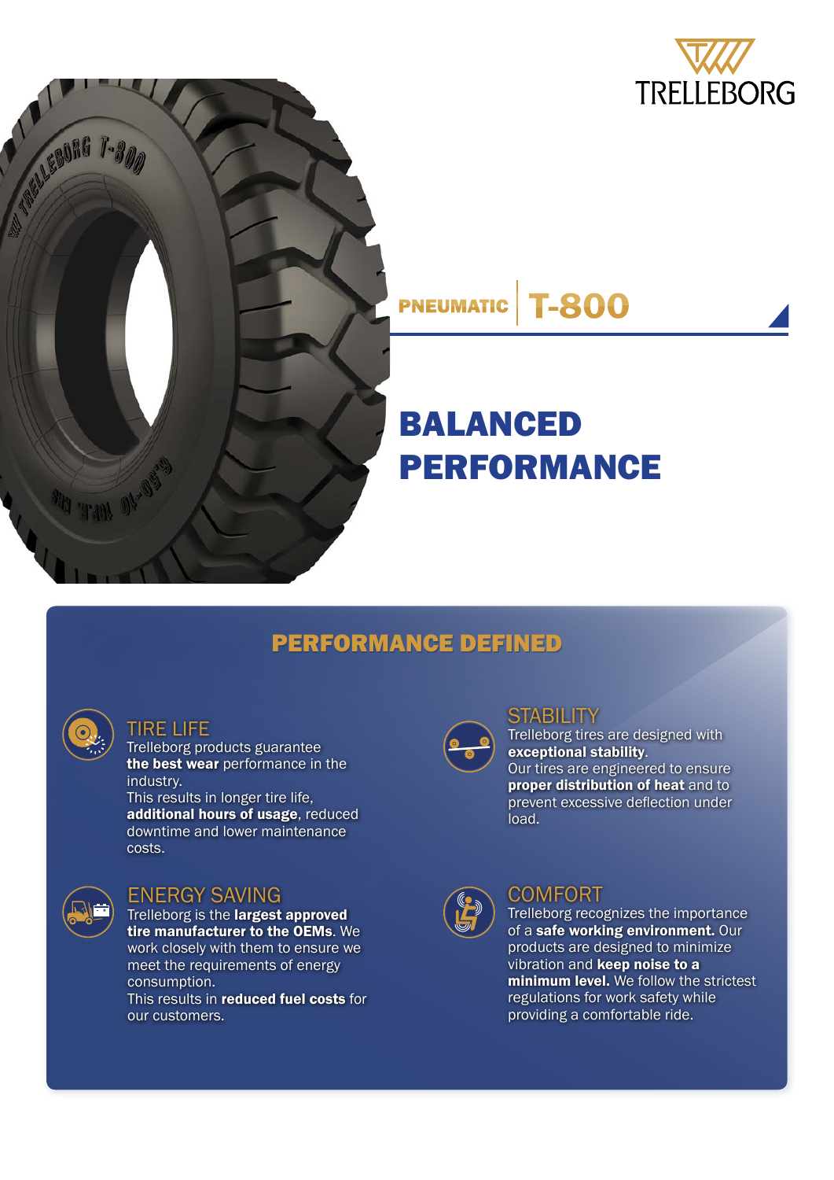TRELLEBORG

PNEUMATIC | T-800

# BALANCED PERFORMANCE

## PERFORMANCE DEFINED

### TIRE LIFE

Trelleborg products guarantee **the best wear** performance in the industry.
This results in longer tire life, **additional hours of usage**, reduced downtime and lower maintenance costs.

### STABILITY

Trelleborg tires are designed with **exceptional stability**.
Our tires are engineered to ensure **proper distribution of heat** and to prevent excessive deflection under load.

### ENERGY SAVING

Trelleborg is the **largest approved tire manufacturer to the OEMs**. We work closely with them to ensure we meet the requirements of energy consumption.
This results in **reduced fuel costs** for our customers.

### COMFORT

Trelleborg recognizes the importance of a **safe working environment.** Our products are designed to minimize vibration and **keep noise to a minimum level.** We follow the strictest regulations for work safety while providing a comfortable ride.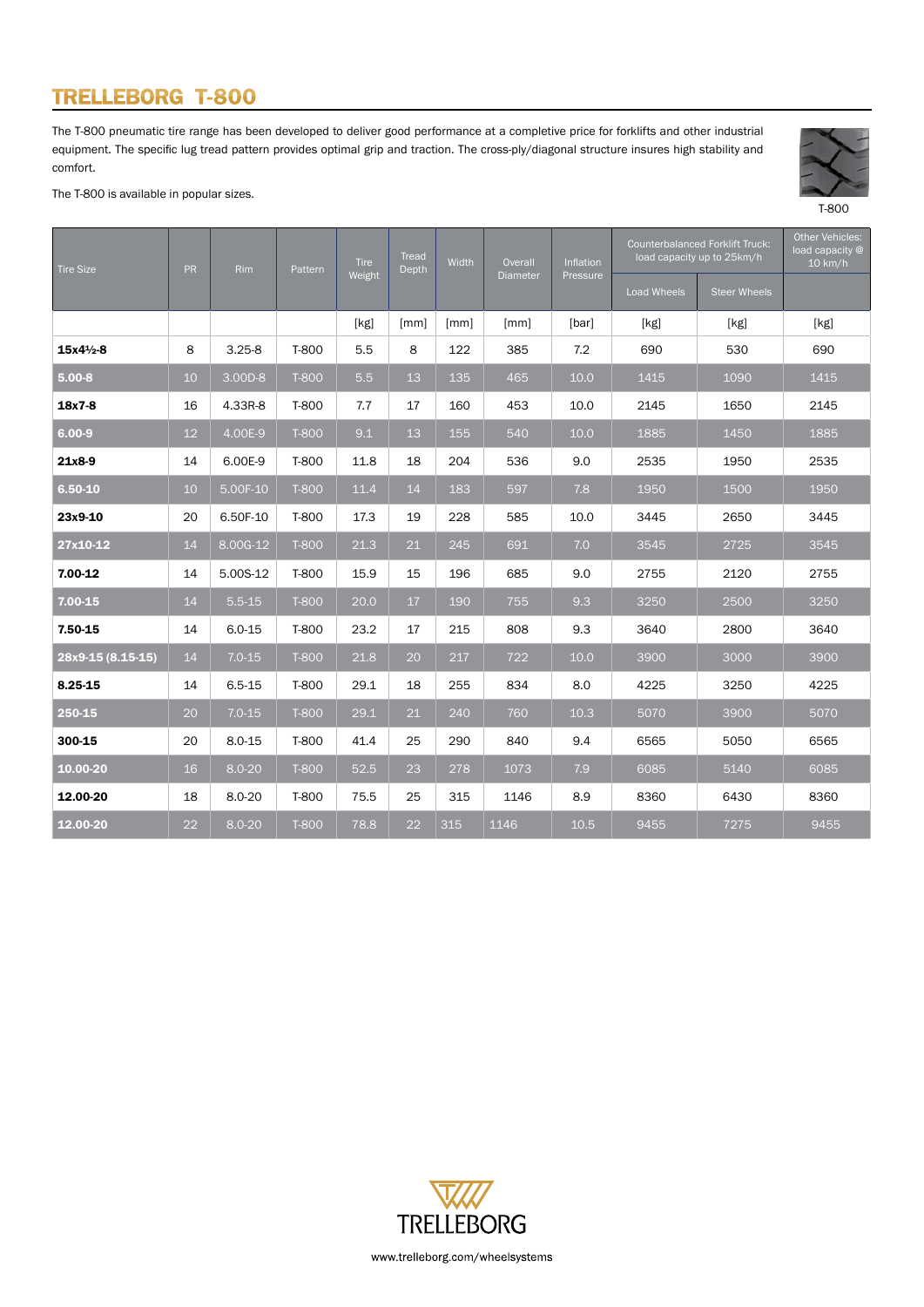# TRELLEBORG T-800

The T-800 pneumatic tire range has been developed to deliver good performance at a completive price for forklifts and other industrial equipment. The specific lug tread pattern provides optimal grip and traction. The cross-ply/diagonal structure insures high stability and comfort.

The T-800 is available in popular sizes.

T-800

| Tire Size | PR | Rim | Pattern | Tire Weight | Tread Depth | Width | Overall Diameter | Inflation Pressure | Counterbalanced Forklift Truck: load capacity up to 25km/h | | Other Vehicles: load capacity @ 10 km/h |
|---|---|---|---|---|---|---|---|---|---|---|---|
| | | | | | | | | | Load Wheels | Steer Wheels | |
| | | | | [kg] | [mm] | [mm] | [mm] | [bar] | [kg] | [kg] | [kg] |
| **15x4½-8** | 8 | 3.25-8 | T-800 | 5.5 | 8 | 122 | 385 | 7.2 | 690 | 530 | 690 |
| **5.00-8** | 10 | 3.00D-8 | T-800 | 5.5 | 13 | 135 | 465 | 10.0 | 1415 | 1090 | 1415 |
| **18x7-8** | 16 | 4.33R-8 | T-800 | 7.7 | 17 | 160 | 453 | 10.0 | 2145 | 1650 | 2145 |
| **6.00-9** | 12 | 4.00E-9 | T-800 | 9.1 | 13 | 155 | 540 | 10.0 | 1885 | 1450 | 1885 |
| **21x8-9** | 14 | 6.00E-9 | T-800 | 11.8 | 18 | 204 | 536 | 9.0 | 2535 | 1950 | 2535 |
| **6.50-10** | 10 | 5.00F-10 | T-800 | 11.4 | 14 | 183 | 597 | 7.8 | 1950 | 1500 | 1950 |
| **23x9-10** | 20 | 6.50F-10 | T-800 | 17.3 | 19 | 228 | 585 | 10.0 | 3445 | 2650 | 3445 |
| **27x10-12** | 14 | 8.00G-12 | T-800 | 21.3 | 21 | 245 | 691 | 7.0 | 3545 | 2725 | 3545 |
| **7.00-12** | 14 | 5.00S-12 | T-800 | 15.9 | 15 | 196 | 685 | 9.0 | 2755 | 2120 | 2755 |
| **7.00-15** | 14 | 5.5-15 | T-800 | 20.0 | 17 | 190 | 755 | 9.3 | 3250 | 2500 | 3250 |
| **7.50-15** | 14 | 6.0-15 | T-800 | 23.2 | 17 | 215 | 808 | 9.3 | 3640 | 2800 | 3640 |
| **28x9-15 (8.15-15)** | 14 | 7.0-15 | T-800 | 21.8 | 20 | 217 | 722 | 10.0 | 3900 | 3000 | 3900 |
| **8.25-15** | 14 | 6.5-15 | T-800 | 29.1 | 18 | 255 | 834 | 8.0 | 4225 | 3250 | 4225 |
| **250-15** | 20 | 7.0-15 | T-800 | 29.1 | 21 | 240 | 760 | 10.3 | 5070 | 3900 | 5070 |
| **300-15** | 20 | 8.0-15 | T-800 | 41.4 | 25 | 290 | 840 | 9.4 | 6565 | 5050 | 6565 |
| **10.00-20** | 16 | 8.0-20 | T-800 | 52.5 | 23 | 278 | 1073 | 7.9 | 6085 | 5140 | 6085 |
| **12.00-20** | 18 | 8.0-20 | T-800 | 75.5 | 25 | 315 | 1146 | 8.9 | 8360 | 6430 | 8360 |
| **12.00-20** | 22 | 8.0-20 | T-800 | 78.8 | 22 | 315 | 1146 | 10.5 | 9455 | 7275 | 9455 |

TRELLEBORG

www.trelleborg.com/wheelsystems